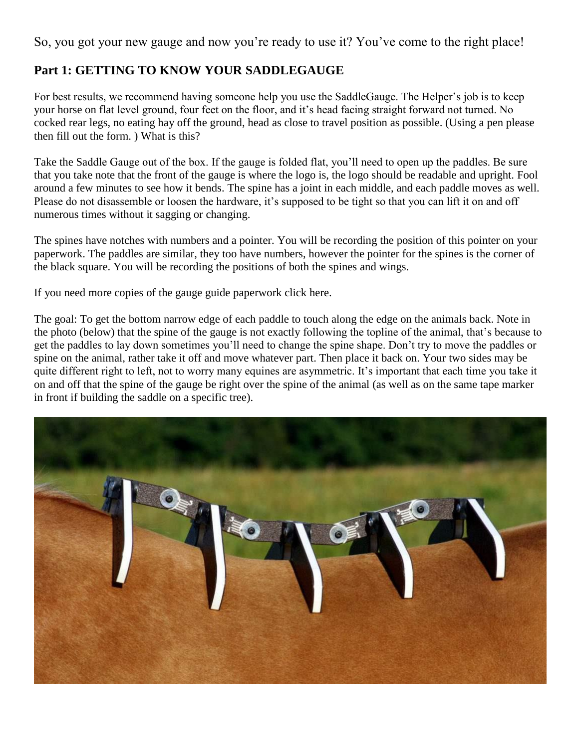So, you got your new gauge and now you're ready to use it? You've come to the right place!

## Part 1: GETTING TO KNOW YOUR SADDLEGAUGE

For best results, we recommend having someone help you use the SaddleGauge. The Helper's job is to keep your horse on flat level ground, four feet on the floor, and it's head facing straight forward not turned. No cocked rear legs, no eating hay off the ground, head as close to travel position as possible. (Using a pen please then fill out the form. ) What is this?

Take the Saddle Gauge out of the box. If the gauge is folded flat, you'll need to open up the paddles. Be sure that you take note that the front of the gauge is where the logo is, the logo should be readable and upright. Fool around a few minutes to see how it bends. The spine has a joint in each middle, and each paddle moves as well. Please do not disassemble or loosen the hardware, it's supposed to be tight so that you can lift it on and off numerous times without it sagging or changing.

The spines have notches with numbers and a pointer. You will be recording the position of this pointer on your paperwork. The paddles are similar, they too have numbers, however the pointer for the spines is the corner of the black square. You will be recording the positions of both the spines and wings.

If you need more copies of the gauge guide paperwork click here.

The goal: To get the bottom narrow edge of each paddle to touch along the edge on the animals back. Note in the photo (below) that the spine of the gauge is not exactly following the topline of the animal, that's because to get the paddles to lay down sometimes you'll need to change the spine shape. Don't try to move the paddles or spine on the animal, rather take it off and move whatever part. Then place it back on. Your two sides may be quite different right to left, not to worry many equines are asymmetric. It's important that each time you take it on and off that the spine of the gauge be right over the spine of the animal (as well as on the same tape marker in front if building the saddle on a specific tree).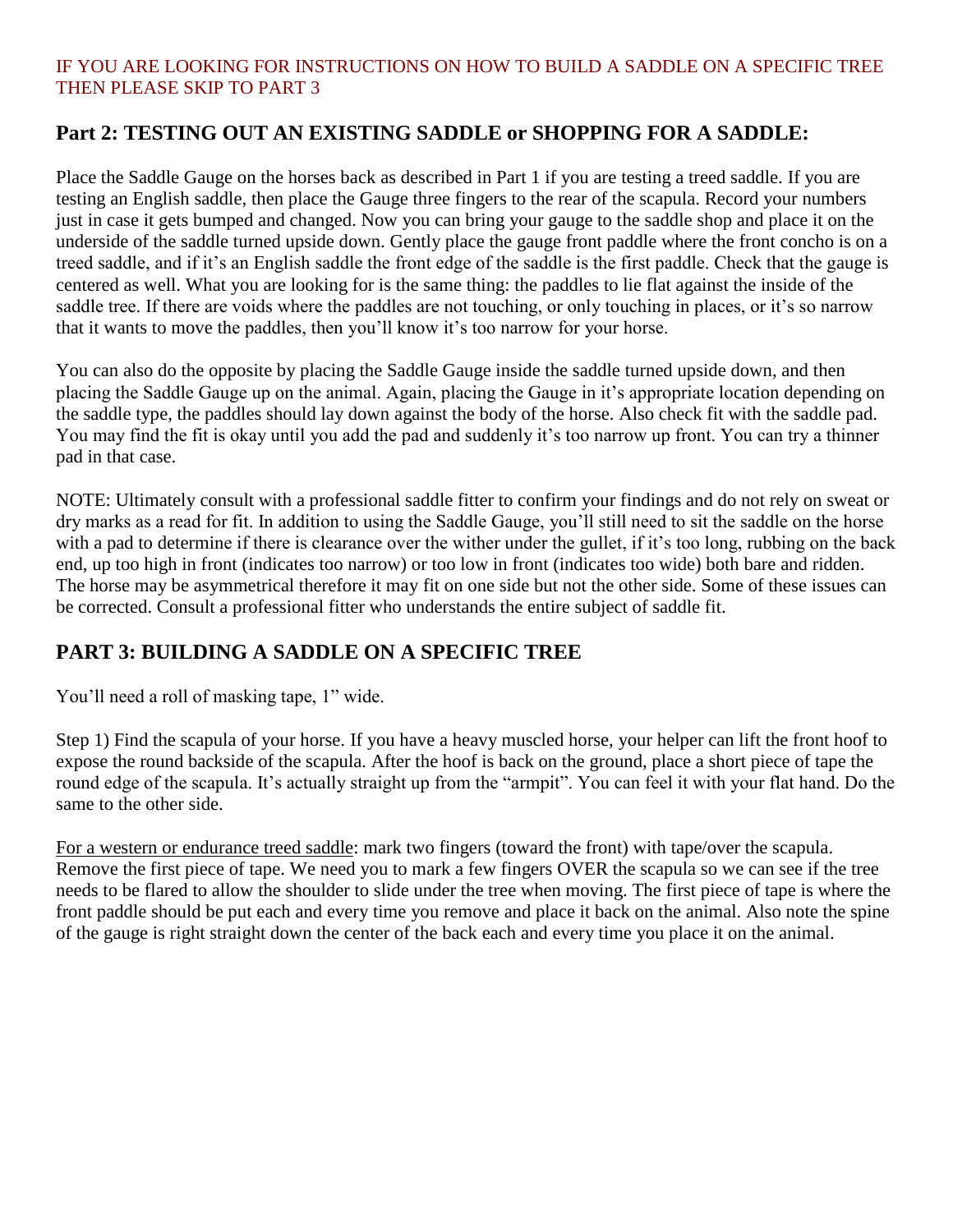IF YOU ARE LOOKING FOR INSTRUCTIONS ON HOW TO BUILD A SADDLE ON A SPECIFIC TREE THEN PLEASE SKIP TO PART 3

## Part 2: TESTING OUT AN EXISTING SADDLE or SHOPPING FOR A SADDLE:

Place the Saddle Gauge on the horses back as described in Part 1 if you are testing a treed saddle. If you are testing an English saddle, then place the Gauge three fingers to the rear of the scapula. Record your numbers just in case it gets bumped and changed. Now you can bring your gauge to the saddle shop and place it on the underside of the saddle turned upside down. Gently place the gauge front paddle where the front concho is on a treed saddle, and if it's an English saddle the front edge of the saddle is the first paddle. Check that the gauge is centered as well. What you are looking for is the same thing: the paddles to lie flat against the inside of the saddle tree. If there are voids where the paddles are not touching, or only touching in places, or it's so narrow that it wants to move the paddles, then you'll know it's too narrow for your horse.

You can also do the opposite by placing the Saddle Gauge inside the saddle turned upside down, and then placing the Saddle Gauge up on the animal. Again, placing the Gauge in it's appropriate location depending on the saddle type, the paddles should lay down against the body of the horse. Also check fit with the saddle pad. You may find the fit is okay until you add the pad and suddenly it's too narrow up front. You can try a thinner pad in that case.

NOTE: Ultimately consult with a professional saddle fitter to confirm your findings and do not rely on sweat or dry marks as a read for fit. In addition to using the Saddle Gauge, you'll still need to sit the saddle on the horse with a pad to determine if there is clearance over the wither under the gullet, if it's too long, rubbing on the back end, up too high in front (indicates too narrow) or too low in front (indicates too wide) both bare and ridden. The horse may be asymmetrical therefore it may fit on one side but not the other side. Some of these issues can be corrected. Consult a professional fitter who understands the entire subject of saddle fit.

## PART 3: BUILDING A SADDLE ON A SPECIFIC TREE

You'll need a roll of masking tape, 1" wide.

Step 1) Find the scapula of your horse. If you have a heavy muscled horse, your helper can lift the front hoof to expose the round backside of the scapula. After the hoof is back on the ground, place a short piece of tape the round edge of the scapula. It's actually straight up from the "armpit". You can feel it with your flat hand. Do the same to the other side.

For a western or endurance treed saddle: mark two fingers (toward the front) with tape/over the scapula. Remove the first piece of tape. We need you to mark a few fingers OVER the scapula so we can see if the tree needs to be flared to allow the shoulder to slide under the tree when moving. The first piece of tape is where the front paddle should be put each and every time you remove and place it back on the animal. Also note the spine of the gauge is right straight down the center of the back each and every time you place it on the animal.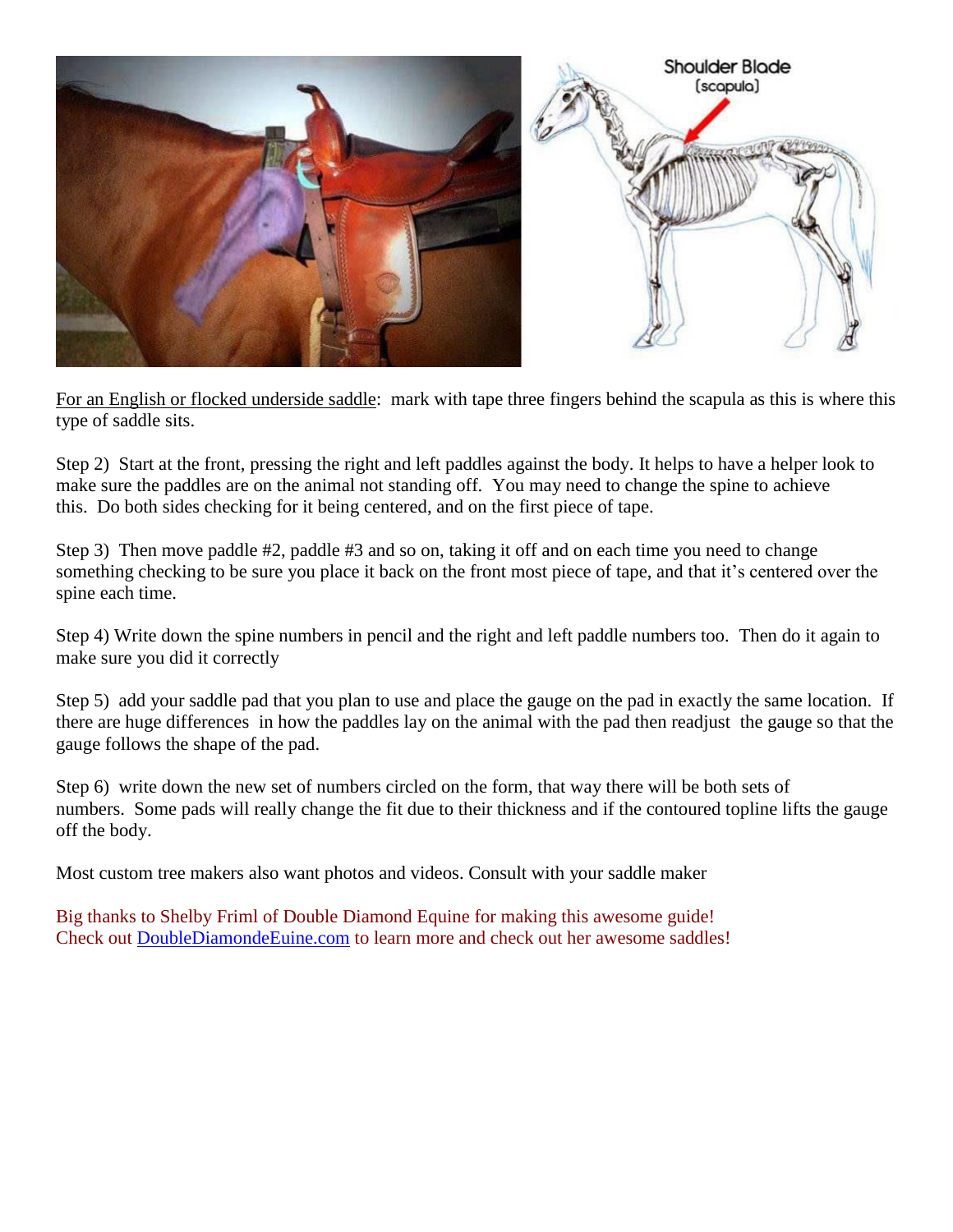Shoulder Blade
(scapula)

<u>For an English or flocked underside saddle</u>: mark with tape three fingers behind the scapula as this is where this type of saddle sits.

Step 2) Start at the front, pressing the right and left paddles against the body. It helps to have a helper look to make sure the paddles are on the animal not standing off. You may need to change the spine to achieve this. Do both sides checking for it being centered, and on the first piece of tape.

Step 3) Then move paddle #2, paddle #3 and so on, taking it off and on each time you need to change something checking to be sure you place it back on the front most piece of tape, and that it's centered over the spine each time.

Step 4) Write down the spine numbers in pencil and the right and left paddle numbers too. Then do it again to make sure you did it correctly

Step 5) add your saddle pad that you plan to use and place the gauge on the pad in exactly the same location. If there are huge differences in how the paddles lay on the animal with the pad then readjust the gauge so that the gauge follows the shape of the pad.

Step 6) write down the new set of numbers circled on the form, that way there will be both sets of numbers. Some pads will really change the fit due to their thickness and if the contoured topline lifts the gauge off the body.

Most custom tree makers also want photos and videos. Consult with your saddle maker

Big thanks to Shelby Friml of Double Diamond Equine for making this awesome guide!
Check out DoubleDiamondeEuine.com to learn more and check out her awesome saddles!